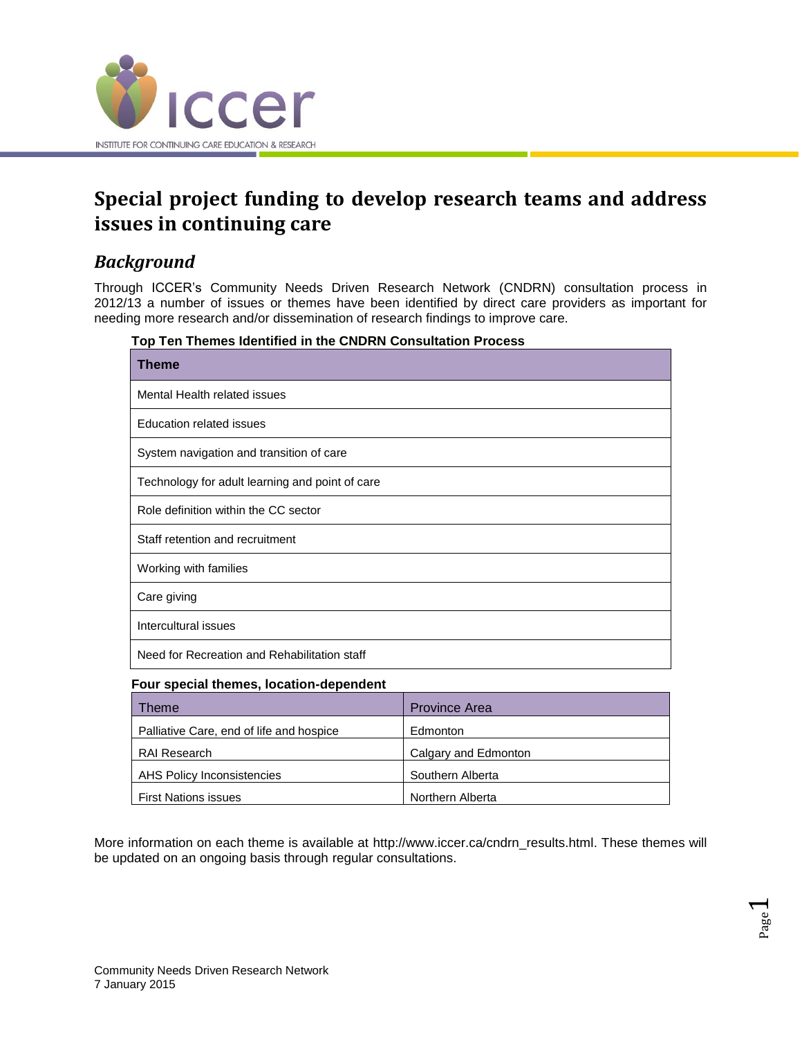# Special project funding to develop research teams and address issues in continuing care

## *Background*

Through ICCER's Community Needs Driven Research Network (CNDRN) consultation process in 2012/13 a number of issues or themes have been identified by direct care providers as important for needing more research and/or dissemination of research findings to improve care.

**Top Ten Themes Identified in the CNDRN Consultation Process**

| Theme |
|---|
| Mental Health related issues |
| Education related issues |
| System navigation and transition of care |
| Technology for adult learning and point of care |
| Role definition within the CC sector |
| Staff retention and recruitment |
| Working with families |
| Care giving |
| Intercultural issues |
| Need for Recreation and Rehabilitation staff |

**Four special themes, location-dependent**

| Theme | Province Area |
|---|---|
| Palliative Care, end of life and hospice | Edmonton |
| RAI Research | Calgary and Edmonton |
| AHS Policy Inconsistencies | Southern Alberta |
| First Nations issues | Northern Alberta |

More information on each theme is available at http://www.iccer.ca/cndrn_results.html. These themes will be updated on an ongoing basis through regular consultations.

Community Needs Driven Research Network
7 January 2015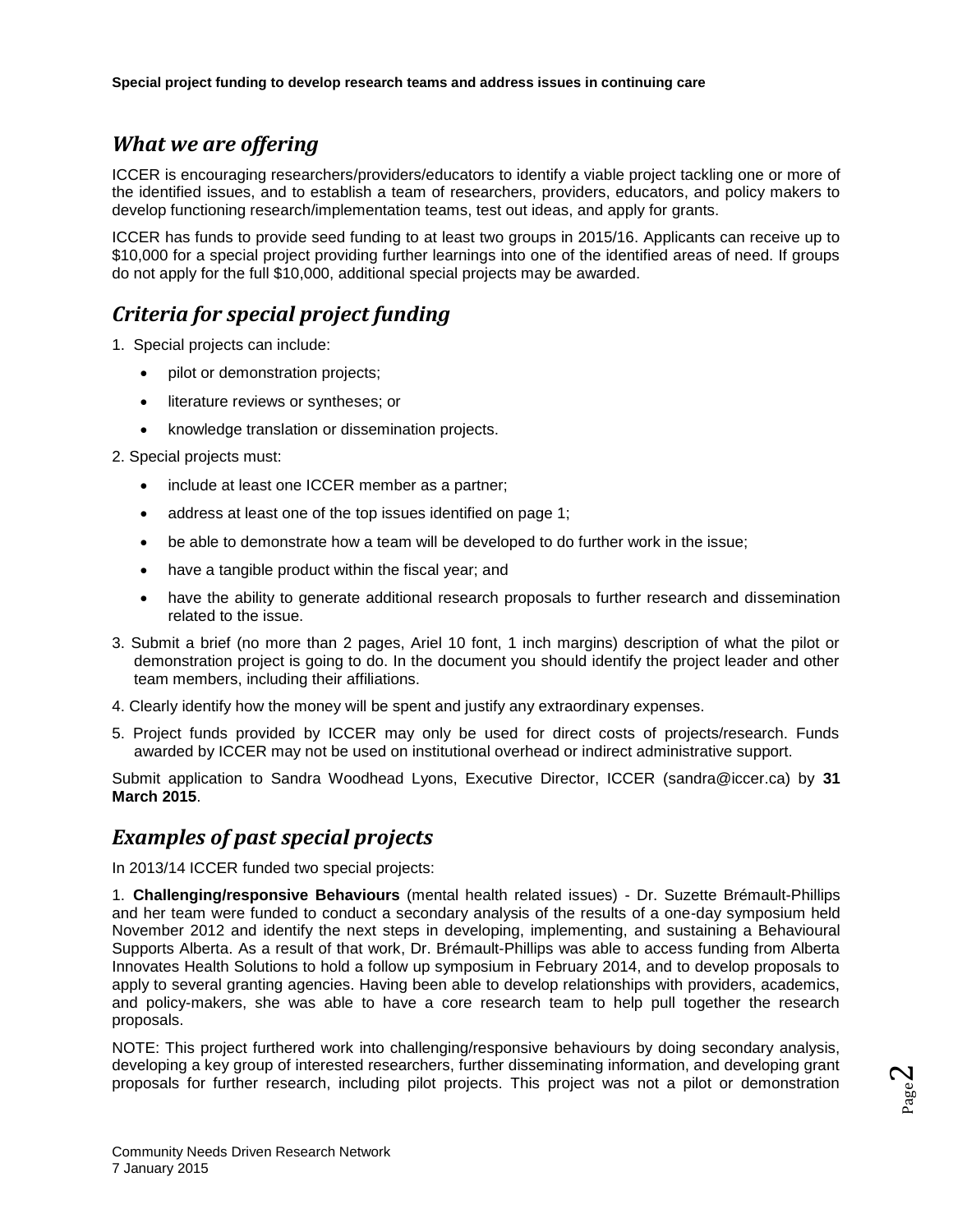## What we are offering

ICCER is encouraging researchers/providers/educators to identify a viable project tackling one or more of the identified issues, and to establish a team of researchers, providers, educators, and policy makers to develop functioning research/implementation teams, test out ideas, and apply for grants.

ICCER has funds to provide seed funding to at least two groups in 2015/16. Applicants can receive up to $10,000 for a special project providing further learnings into one of the identified areas of need. If groups do not apply for the full $10,000, additional special projects may be awarded.

## Criteria for special project funding

1. Special projects can include:
   - pilot or demonstration projects;
   - literature reviews or syntheses; or
   - knowledge translation or dissemination projects.
2. Special projects must:
   - include at least one ICCER member as a partner;
   - address at least one of the top issues identified on page 1;
   - be able to demonstrate how a team will be developed to do further work in the issue;
   - have a tangible product within the fiscal year; and
   - have the ability to generate additional research proposals to further research and dissemination related to the issue.
3. Submit a brief (no more than 2 pages, Ariel 10 font, 1 inch margins) description of what the pilot or demonstration project is going to do. In the document you should identify the project leader and other team members, including their affiliations.
4. Clearly identify how the money will be spent and justify any extraordinary expenses.
5. Project funds provided by ICCER may only be used for direct costs of projects/research. Funds awarded by ICCER may not be used on institutional overhead or indirect administrative support.

Submit application to Sandra Woodhead Lyons, Executive Director, ICCER (sandra@iccer.ca) by **31 March 2015**.

## Examples of past special projects

In 2013/14 ICCER funded two special projects:

1. **Challenging/responsive Behaviours** (mental health related issues) - Dr. Suzette Brémault-Phillips and her team were funded to conduct a secondary analysis of the results of a one-day symposium held November 2012 and identify the next steps in developing, implementing, and sustaining a Behavioural Supports Alberta. As a result of that work, Dr. Brémault-Phillips was able to access funding from Alberta Innovates Health Solutions to hold a follow up symposium in February 2014, and to develop proposals to apply to several granting agencies. Having been able to develop relationships with providers, academics, and policy-makers, she was able to have a core research team to help pull together the research proposals.

NOTE: This project furthered work into challenging/responsive behaviours by doing secondary analysis, developing a key group of interested researchers, further disseminating information, and developing grant proposals for further research, including pilot projects. This project was not a pilot or demonstration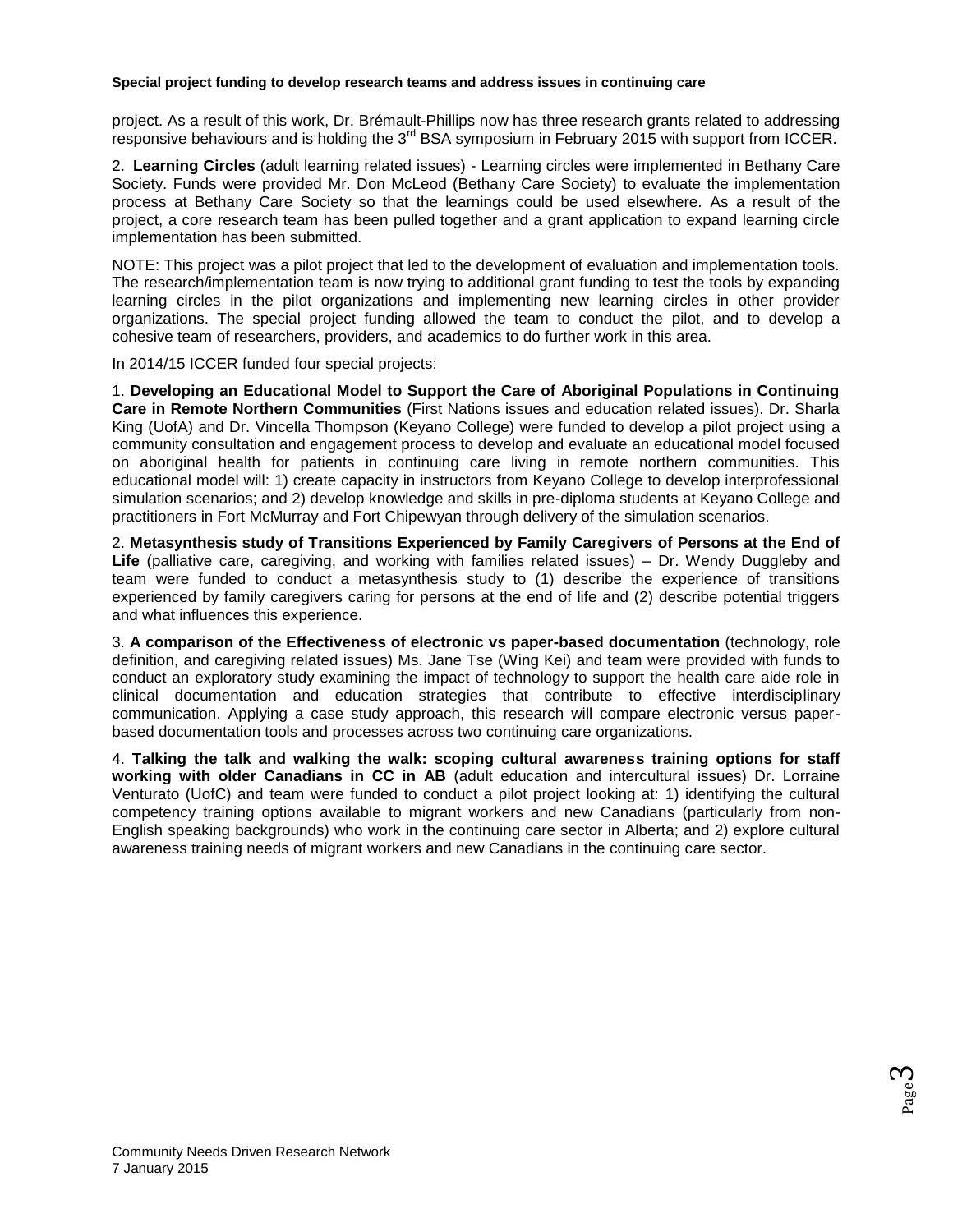project. As a result of this work, Dr. Brémault-Phillips now has three research grants related to addressing responsive behaviours and is holding the 3rd BSA symposium in February 2015 with support from ICCER.

2. **Learning Circles** (adult learning related issues) - Learning circles were implemented in Bethany Care Society. Funds were provided Mr. Don McLeod (Bethany Care Society) to evaluate the implementation process at Bethany Care Society so that the learnings could be used elsewhere. As a result of the project, a core research team has been pulled together and a grant application to expand learning circle implementation has been submitted.

NOTE: This project was a pilot project that led to the development of evaluation and implementation tools. The research/implementation team is now trying to additional grant funding to test the tools by expanding learning circles in the pilot organizations and implementing new learning circles in other provider organizations. The special project funding allowed the team to conduct the pilot, and to develop a cohesive team of researchers, providers, and academics to do further work in this area.

In 2014/15 ICCER funded four special projects:

1. **Developing an Educational Model to Support the Care of Aboriginal Populations in Continuing Care in Remote Northern Communities** (First Nations issues and education related issues). Dr. Sharla King (UofA) and Dr. Vincella Thompson (Keyano College) were funded to develop a pilot project using a community consultation and engagement process to develop and evaluate an educational model focused on aboriginal health for patients in continuing care living in remote northern communities. This educational model will: 1) create capacity in instructors from Keyano College to develop interprofessional simulation scenarios; and 2) develop knowledge and skills in pre-diploma students at Keyano College and practitioners in Fort McMurray and Fort Chipewyan through delivery of the simulation scenarios.

2. **Metasynthesis study of Transitions Experienced by Family Caregivers of Persons at the End of Life** (palliative care, caregiving, and working with families related issues) – Dr. Wendy Duggleby and team were funded to conduct a metasynthesis study to (1) describe the experience of transitions experienced by family caregivers caring for persons at the end of life and (2) describe potential triggers and what influences this experience.

3. **A comparison of the Effectiveness of electronic vs paper-based documentation** (technology, role definition, and caregiving related issues) Ms. Jane Tse (Wing Kei) and team were provided with funds to conduct an exploratory study examining the impact of technology to support the health care aide role in clinical documentation and education strategies that contribute to effective interdisciplinary communication. Applying a case study approach, this research will compare electronic versus paper-based documentation tools and processes across two continuing care organizations.

4. **Talking the talk and walking the walk: scoping cultural awareness training options for staff working with older Canadians in CC in AB** (adult education and intercultural issues) Dr. Lorraine Venturato (UofC) and team were funded to conduct a pilot project looking at: 1) identifying the cultural competency training options available to migrant workers and new Canadians (particularly from non-English speaking backgrounds) who work in the continuing care sector in Alberta; and 2) explore cultural awareness training needs of migrant workers and new Canadians in the continuing care sector.